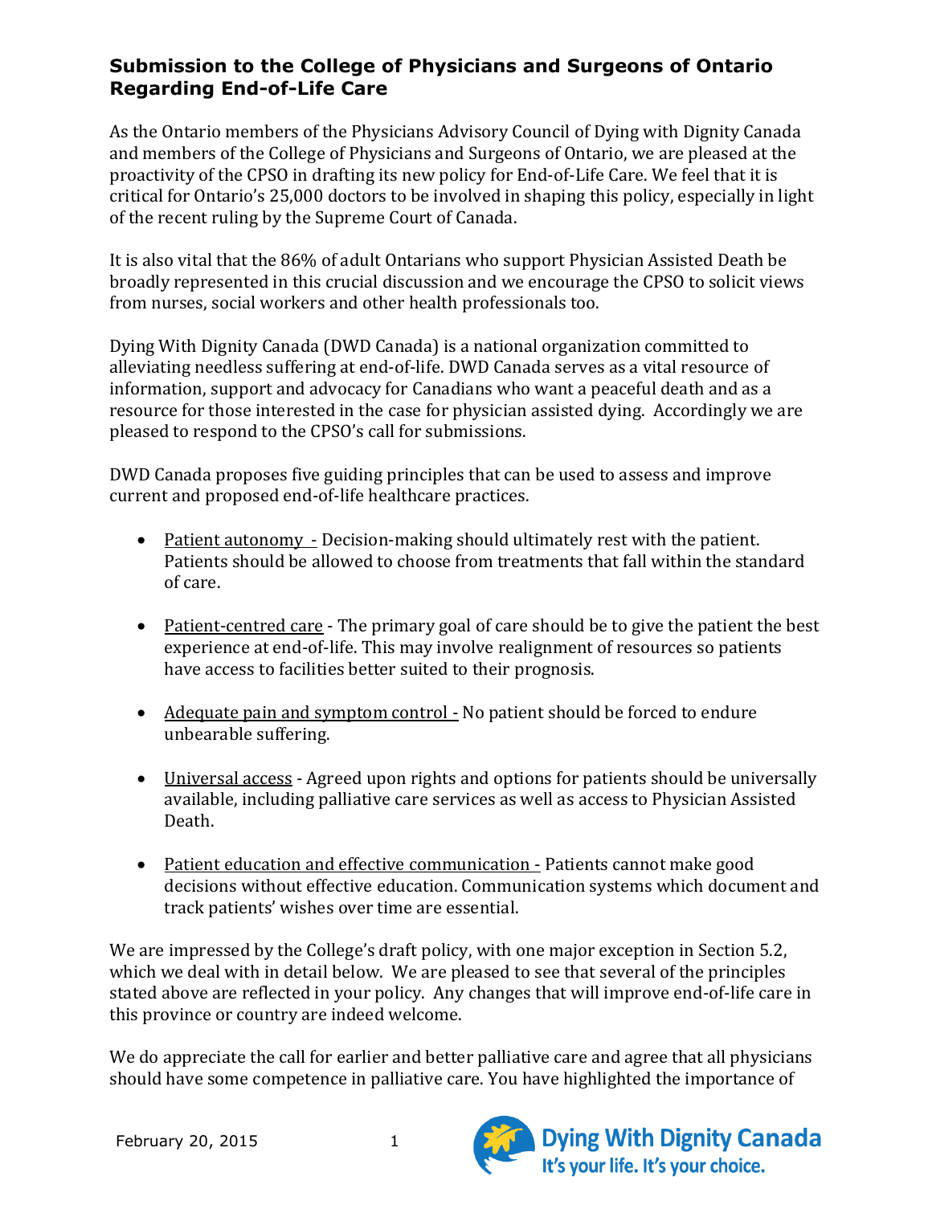## Submission to the College of Physicians and Surgeons of Ontario Regarding End-of-Life Care

As the Ontario members of the Physicians Advisory Council of Dying with Dignity Canada and members of the College of Physicians and Surgeons of Ontario, we are pleased at the proactivity of the CPSO in drafting its new policy for End-of-Life Care. We feel that it is critical for Ontario's 25,000 doctors to be involved in shaping this policy, especially in light of the recent ruling by the Supreme Court of Canada.

It is also vital that the 86% of adult Ontarians who support Physician Assisted Death be broadly represented in this crucial discussion and we encourage the CPSO to solicit views from nurses, social workers and other health professionals too.

Dying With Dignity Canada (DWD Canada) is a national organization committed to alleviating needless suffering at end-of-life. DWD Canada serves as a vital resource of information, support and advocacy for Canadians who want a peaceful death and as a resource for those interested in the case for physician assisted dying. Accordingly we are pleased to respond to the CPSO's call for submissions.

DWD Canada proposes five guiding principles that can be used to assess and improve current and proposed end-of-life healthcare practices.

- Patient autonomy - Decision-making should ultimately rest with the patient. Patients should be allowed to choose from treatments that fall within the standard of care.
- Patient-centred care - The primary goal of care should be to give the patient the best experience at end-of-life. This may involve realignment of resources so patients have access to facilities better suited to their prognosis.
- Adequate pain and symptom control - No patient should be forced to endure unbearable suffering.
- Universal access - Agreed upon rights and options for patients should be universally available, including palliative care services as well as access to Physician Assisted Death.
- Patient education and effective communication - Patients cannot make good decisions without effective education. Communication systems which document and track patients' wishes over time are essential.

We are impressed by the College's draft policy, with one major exception in Section 5.2, which we deal with in detail below. We are pleased to see that several of the principles stated above are reflected in your policy. Any changes that will improve end-of-life care in this province or country are indeed welcome.

We do appreciate the call for earlier and better palliative care and agree that all physicians should have some competence in palliative care. You have highlighted the importance of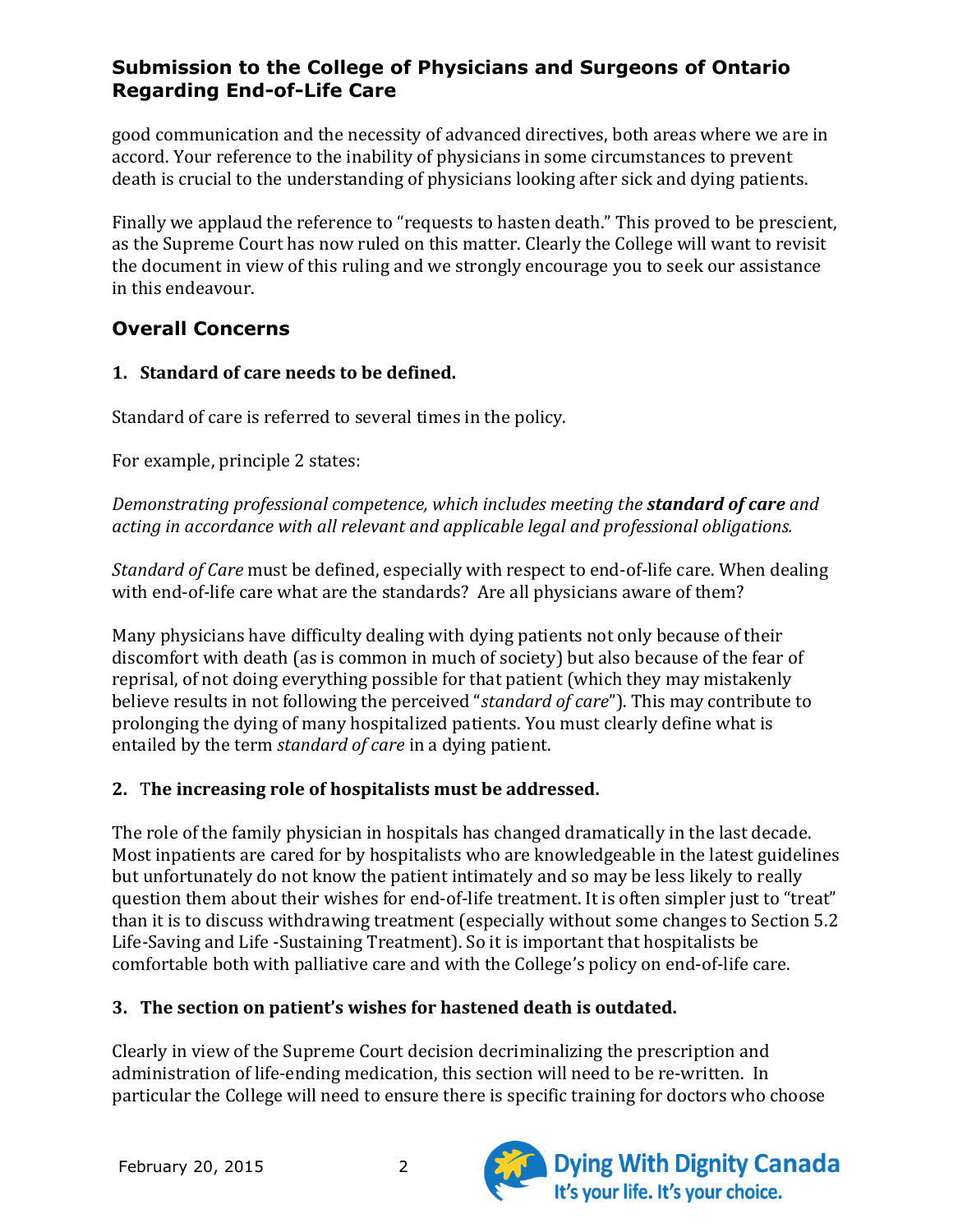good communication and the necessity of advanced directives, both areas where we are in accord. Your reference to the inability of physicians in some circumstances to prevent death is crucial to the understanding of physicians looking after sick and dying patients.

Finally we applaud the reference to "requests to hasten death." This proved to be prescient, as the Supreme Court has now ruled on this matter. Clearly the College will want to revisit the document in view of this ruling and we strongly encourage you to seek our assistance in this endeavour.

## Overall Concerns

### 1. Standard of care needs to be defined.

Standard of care is referred to several times in the policy.

For example, principle 2 states:

*Demonstrating professional competence, which includes meeting the* ***standard of care*** *and acting in accordance with all relevant and applicable legal and professional obligations.*

*Standard of Care* must be defined, especially with respect to end-of-life care. When dealing with end-of-life care what are the standards? Are all physicians aware of them?

Many physicians have difficulty dealing with dying patients not only because of their discomfort with death (as is common in much of society) but also because of the fear of reprisal, of not doing everything possible for that patient (which they may mistakenly believe results in not following the perceived "*standard of care*"). This may contribute to prolonging the dying of many hospitalized patients. You must clearly define what is entailed by the term *standard of care* in a dying patient.

### 2. The increasing role of hospitalists must be addressed.

The role of the family physician in hospitals has changed dramatically in the last decade. Most inpatients are cared for by hospitalists who are knowledgeable in the latest guidelines but unfortunately do not know the patient intimately and so may be less likely to really question them about their wishes for end-of-life treatment. It is often simpler just to "treat" than it is to discuss withdrawing treatment (especially without some changes to Section 5.2 Life-Saving and Life -Sustaining Treatment). So it is important that hospitalists be comfortable both with palliative care and with the College's policy on end-of-life care.

### 3. The section on patient's wishes for hastened death is outdated.

Clearly in view of the Supreme Court decision decriminalizing the prescription and administration of life-ending medication, this section will need to be re-written. In particular the College will need to ensure there is specific training for doctors who choose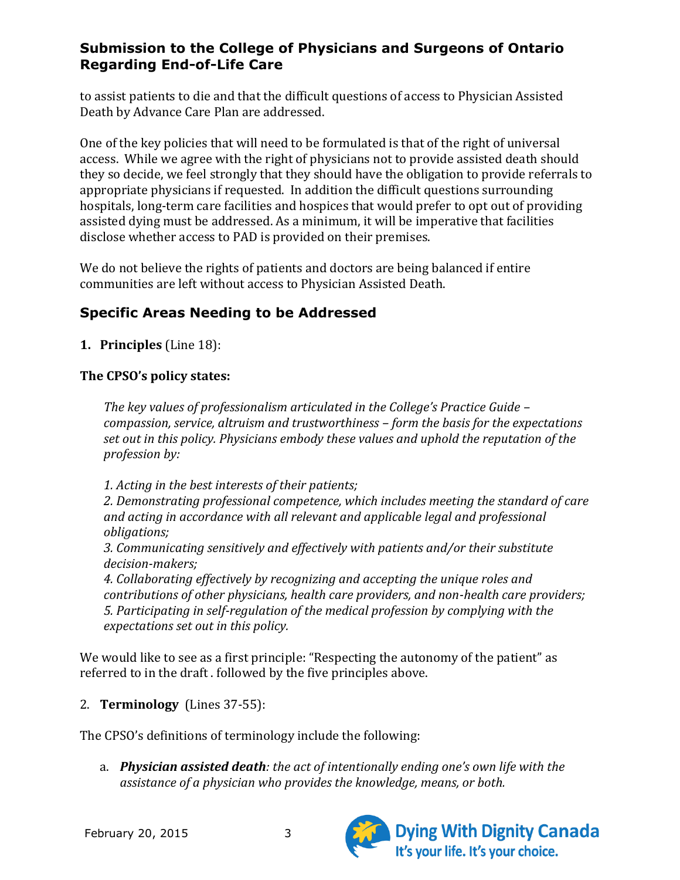to assist patients to die and that the difficult questions of access to Physician Assisted Death by Advance Care Plan are addressed.

One of the key policies that will need to be formulated is that of the right of universal access. While we agree with the right of physicians not to provide assisted death should they so decide, we feel strongly that they should have the obligation to provide referrals to appropriate physicians if requested. In addition the difficult questions surrounding hospitals, long-term care facilities and hospices that would prefer to opt out of providing assisted dying must be addressed. As a minimum, it will be imperative that facilities disclose whether access to PAD is provided on their premises.

We do not believe the rights of patients and doctors are being balanced if entire communities are left without access to Physician Assisted Death.

## Specific Areas Needing to be Addressed

**1. Principles** (Line 18):

**The CPSO's policy states:**

> *The key values of professionalism articulated in the College's Practice Guide – compassion, service, altruism and trustworthiness – form the basis for the expectations set out in this policy. Physicians embody these values and uphold the reputation of the profession by:*
>
> *1. Acting in the best interests of their patients;*
> *2. Demonstrating professional competence, which includes meeting the standard of care and acting in accordance with all relevant and applicable legal and professional obligations;*
> *3. Communicating sensitively and effectively with patients and/or their substitute decision-makers;*
> *4. Collaborating effectively by recognizing and accepting the unique roles and contributions of other physicians, health care providers, and non-health care providers;*
> *5. Participating in self-regulation of the medical profession by complying with the expectations set out in this policy.*

We would like to see as a first principle: "Respecting the autonomy of the patient" as referred to in the draft . followed by the five principles above.

2. **Terminology** (Lines 37-55):

The CPSO's definitions of terminology include the following:

a. ***Physician assisted death****: the act of intentionally ending one's own life with the assistance of a physician who provides the knowledge, means, or both.*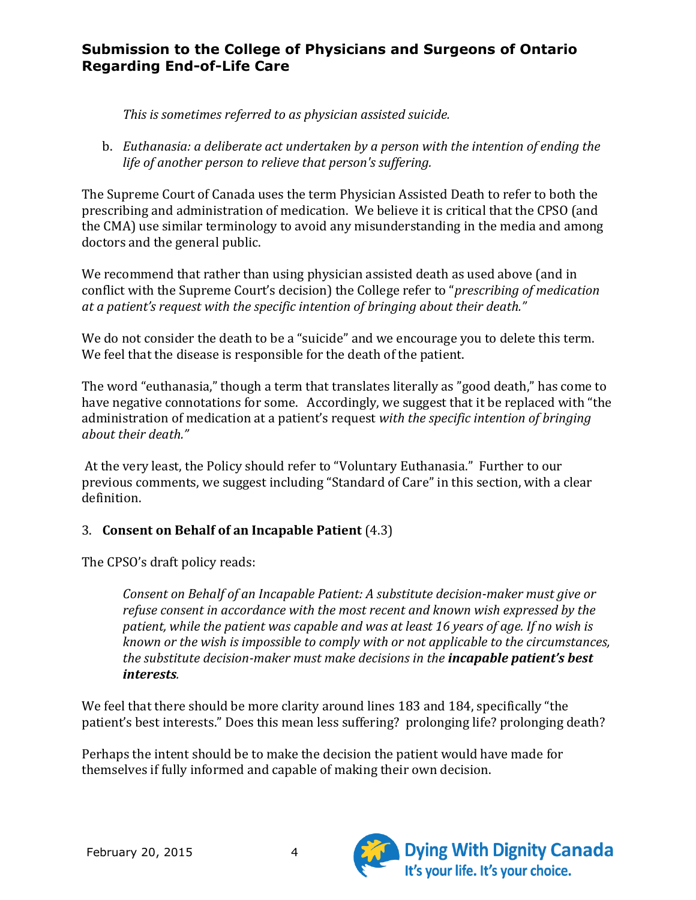*This is sometimes referred to as physician assisted suicide.*

b. *Euthanasia: a deliberate act undertaken by a person with the intention of ending the life of another person to relieve that person's suffering.*

The Supreme Court of Canada uses the term Physician Assisted Death to refer to both the prescribing and administration of medication. We believe it is critical that the CPSO (and the CMA) use similar terminology to avoid any misunderstanding in the media and among doctors and the general public.

We recommend that rather than using physician assisted death as used above (and in conflict with the Supreme Court's decision) the College refer to "*prescribing of medication at a patient's request with the specific intention of bringing about their death."*

We do not consider the death to be a "suicide" and we encourage you to delete this term. We feel that the disease is responsible for the death of the patient.

The word "euthanasia," though a term that translates literally as "good death," has come to have negative connotations for some. Accordingly, we suggest that it be replaced with "the administration of medication at a patient's request *with the specific intention of bringing about their death."*

At the very least, the Policy should refer to "Voluntary Euthanasia." Further to our previous comments, we suggest including "Standard of Care" in this section, with a clear definition.

3. **Consent on Behalf of an Incapable Patient** (4.3)

The CPSO's draft policy reads:

> *Consent on Behalf of an Incapable Patient: A substitute decision-maker must give or refuse consent in accordance with the most recent and known wish expressed by the patient, while the patient was capable and was at least 16 years of age. If no wish is known or the wish is impossible to comply with or not applicable to the circumstances, the substitute decision-maker must make decisions in the* ***incapable patient's best interests****.*

We feel that there should be more clarity around lines 183 and 184, specifically "the patient's best interests." Does this mean less suffering? prolonging life? prolonging death?

Perhaps the intent should be to make the decision the patient would have made for themselves if fully informed and capable of making their own decision.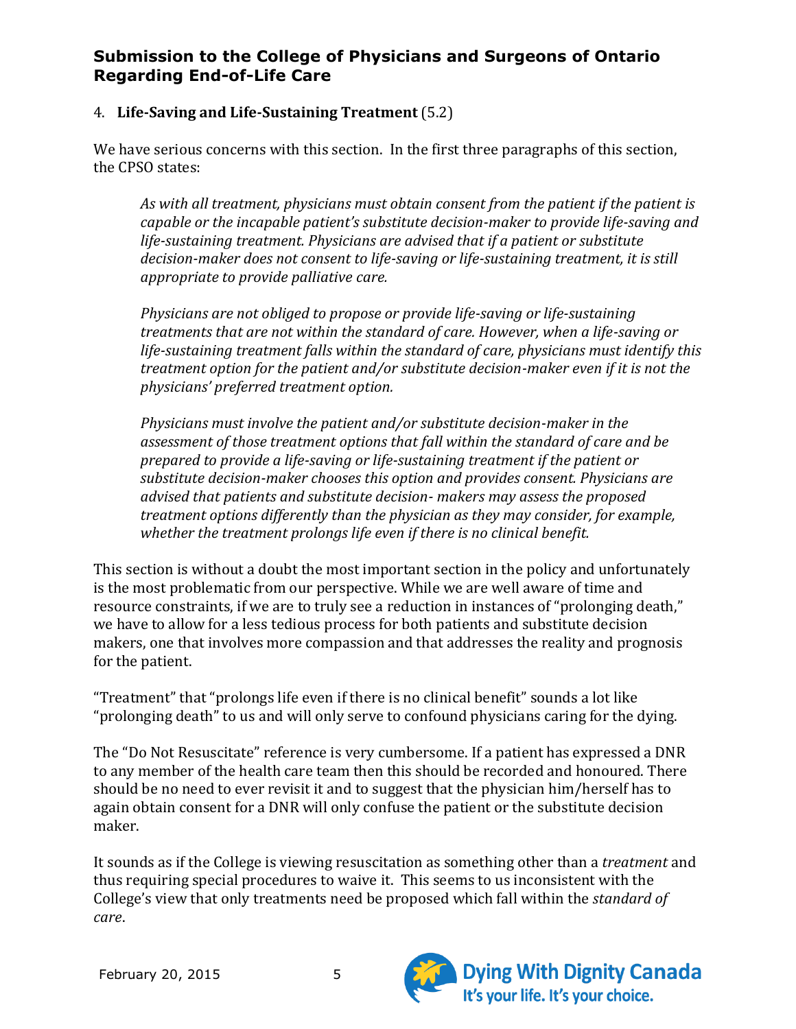4. **Life-Saving and Life-Sustaining Treatment** (5.2)

We have serious concerns with this section. In the first three paragraphs of this section, the CPSO states:

> *As with all treatment, physicians must obtain consent from the patient if the patient is capable or the incapable patient's substitute decision-maker to provide life-saving and life-sustaining treatment. Physicians are advised that if a patient or substitute decision-maker does not consent to life-saving or life-sustaining treatment, it is still appropriate to provide palliative care.*
>
> *Physicians are not obliged to propose or provide life-saving or life-sustaining treatments that are not within the standard of care. However, when a life-saving or life-sustaining treatment falls within the standard of care, physicians must identify this treatment option for the patient and/or substitute decision-maker even if it is not the physicians' preferred treatment option.*
>
> *Physicians must involve the patient and/or substitute decision-maker in the assessment of those treatment options that fall within the standard of care and be prepared to provide a life-saving or life-sustaining treatment if the patient or substitute decision-maker chooses this option and provides consent. Physicians are advised that patients and substitute decision- makers may assess the proposed treatment options differently than the physician as they may consider, for example, whether the treatment prolongs life even if there is no clinical benefit.*

This section is without a doubt the most important section in the policy and unfortunately is the most problematic from our perspective. While we are well aware of time and resource constraints, if we are to truly see a reduction in instances of "prolonging death," we have to allow for a less tedious process for both patients and substitute decision makers, one that involves more compassion and that addresses the reality and prognosis for the patient.

"Treatment" that "prolongs life even if there is no clinical benefit" sounds a lot like "prolonging death" to us and will only serve to confound physicians caring for the dying.

The "Do Not Resuscitate" reference is very cumbersome. If a patient has expressed a DNR to any member of the health care team then this should be recorded and honoured. There should be no need to ever revisit it and to suggest that the physician him/herself has to again obtain consent for a DNR will only confuse the patient or the substitute decision maker.

It sounds as if the College is viewing resuscitation as something other than a *treatment* and thus requiring special procedures to waive it. This seems to us inconsistent with the College's view that only treatments need be proposed which fall within the *standard of care*.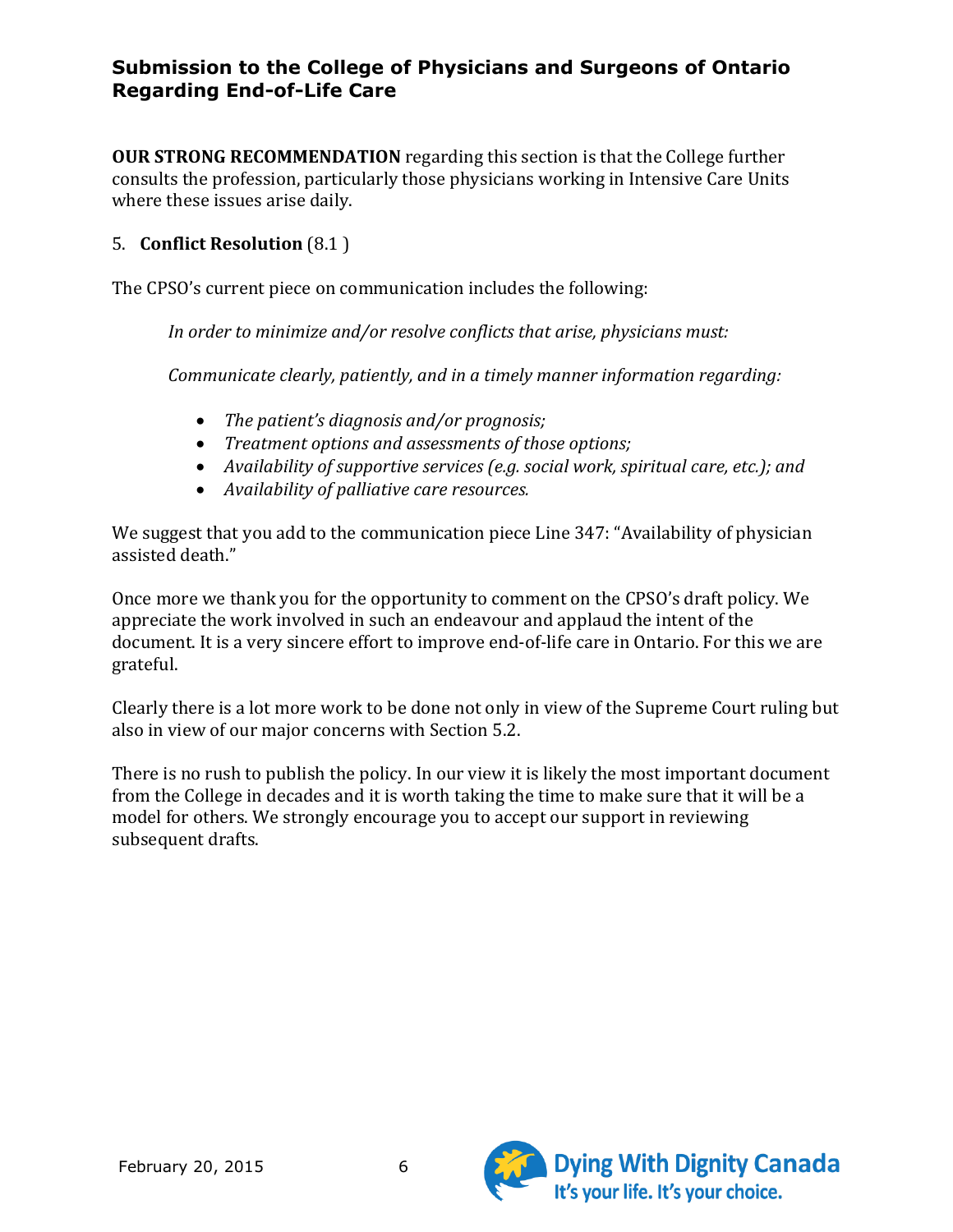**OUR STRONG RECOMMENDATION** regarding this section is that the College further consults the profession, particularly those physicians working in Intensive Care Units where these issues arise daily.

5. **Conflict Resolution** (8.1 )

The CPSO's current piece on communication includes the following:

> *In order to minimize and/or resolve conflicts that arise, physicians must:*
>
> *Communicate clearly, patiently, and in a timely manner information regarding:*
>
> - *The patient's diagnosis and/or prognosis;*
> - *Treatment options and assessments of those options;*
> - *Availability of supportive services (e.g. social work, spiritual care, etc.); and*
> - *Availability of palliative care resources.*

We suggest that you add to the communication piece Line 347: "Availability of physician assisted death."

Once more we thank you for the opportunity to comment on the CPSO's draft policy. We appreciate the work involved in such an endeavour and applaud the intent of the document. It is a very sincere effort to improve end-of-life care in Ontario. For this we are grateful.

Clearly there is a lot more work to be done not only in view of the Supreme Court ruling but also in view of our major concerns with Section 5.2.

There is no rush to publish the policy. In our view it is likely the most important document from the College in decades and it is worth taking the time to make sure that it will be a model for others. We strongly encourage you to accept our support in reviewing subsequent drafts.